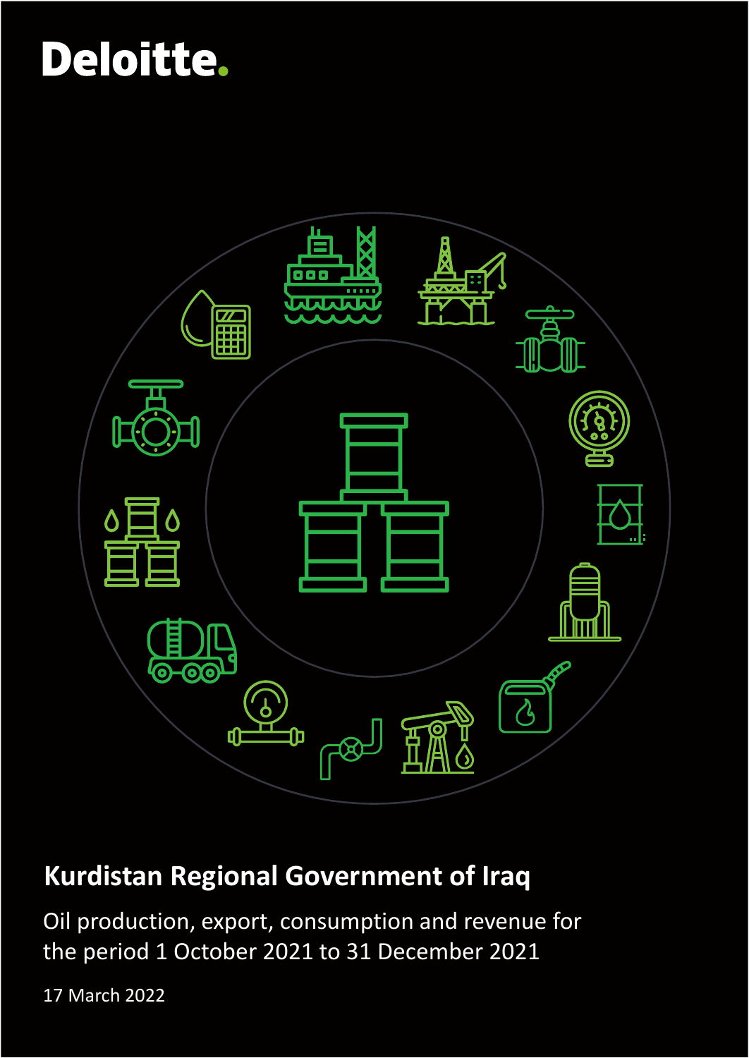Deloitte.

# Kurdistan Regional Government of Iraq

Oil production, export, consumption and revenue for the period 1 October 2021 to 31 December 2021

17 March 2022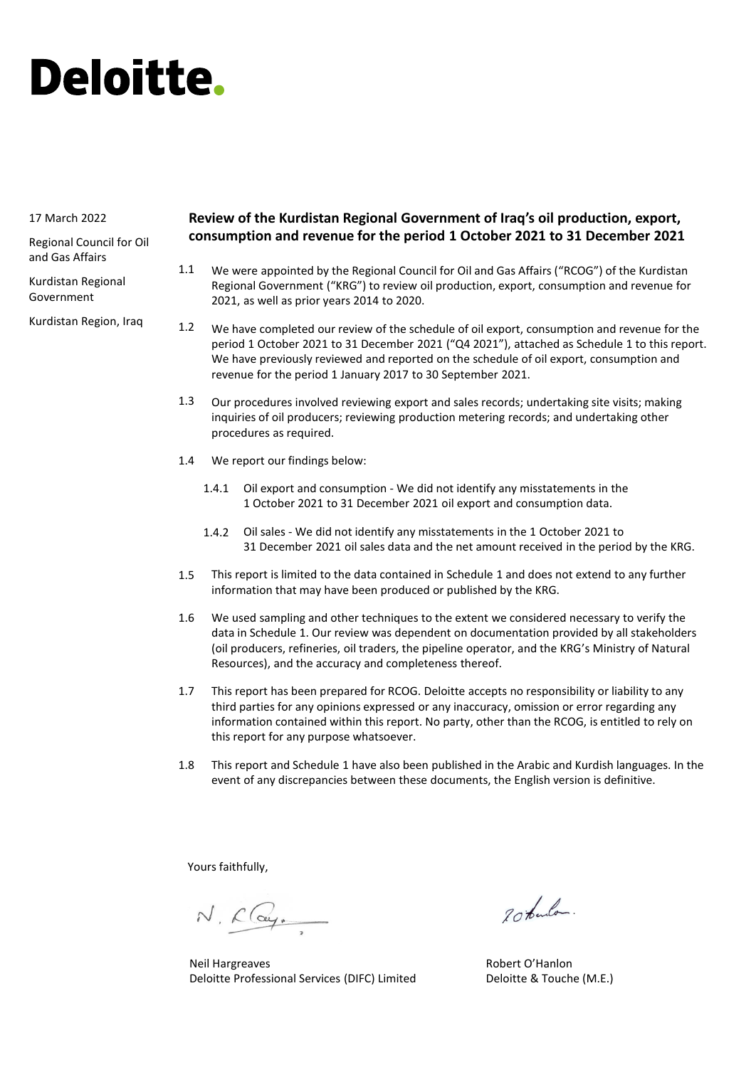# Deloitte.

17 March 2022

Regional Council for Oil and Gas Affairs

Kurdistan Regional Government

Kurdistan Region, Iraq

## Review of the Kurdistan Regional Government of Iraq's oil production, export, consumption and revenue for the period 1 October 2021 to 31 December 2021

1.1 We were appointed by the Regional Council for Oil and Gas Affairs ("RCOG") of the Kurdistan Regional Government ("KRG") to review oil production, export, consumption and revenue for 2021, as well as prior years 2014 to 2020.

1.2 We have completed our review of the schedule of oil export, consumption and revenue for the period 1 October 2021 to 31 December 2021 ("Q4 2021"), attached as Schedule 1 to this report. We have previously reviewed and reported on the schedule of oil export, consumption and revenue for the period 1 January 2017 to 30 September 2021.

1.3 Our procedures involved reviewing export and sales records; undertaking site visits; making inquiries of oil producers; reviewing production metering records; and undertaking other procedures as required.

1.4 We report our findings below:

1.4.1 Oil export and consumption - We did not identify any misstatements in the 1 October 2021 to 31 December 2021 oil export and consumption data.

1.4.2 Oil sales - We did not identify any misstatements in the 1 October 2021 to 31 December 2021 oil sales data and the net amount received in the period by the KRG.

1.5 This report is limited to the data contained in Schedule 1 and does not extend to any further information that may have been produced or published by the KRG.

1.6 We used sampling and other techniques to the extent we considered necessary to verify the data in Schedule 1. Our review was dependent on documentation provided by all stakeholders (oil producers, refineries, oil traders, the pipeline operator, and the KRG's Ministry of Natural Resources), and the accuracy and completeness thereof.

1.7 This report has been prepared for RCOG. Deloitte accepts no responsibility or liability to any third parties for any opinions expressed or any inaccuracy, omission or error regarding any information contained within this report. No party, other than the RCOG, is entitled to rely on this report for any purpose whatsoever.

1.8 This report and Schedule 1 have also been published in the Arabic and Kurdish languages. In the event of any discrepancies between these documents, the English version is definitive.

Yours faithfully,

Neil Hargreaves
Deloitte Professional Services (DIFC) Limited

Robert O'Hanlon
Deloitte & Touche (M.E.)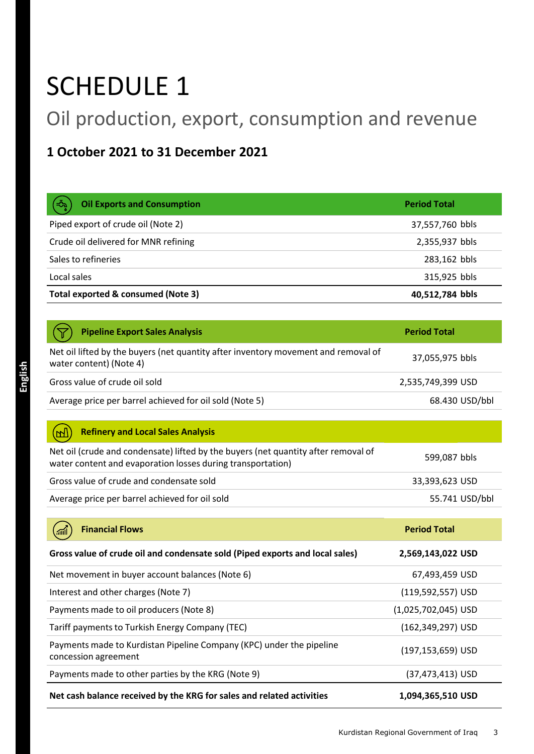# SCHEDULE 1

## Oil production, export, consumption and revenue

### 1 October 2021 to 31 December 2021

| Oil Exports and Consumption | Period Total |
|---|---|
| Piped export of crude oil (Note 2) | 37,557,760 bbls |
| Crude oil delivered for MNR refining | 2,355,937 bbls |
| Sales to refineries | 283,162 bbls |
| Local sales | 315,925 bbls |
| **Total exported & consumed (Note 3)** | **40,512,784 bbls** |

| Pipeline Export Sales Analysis | Period Total |
|---|---|
| Net oil lifted by the buyers (net quantity after inventory movement and removal of water content) (Note 4) | 37,055,975 bbls |
| Gross value of crude oil sold | 2,535,749,399 USD |
| Average price per barrel achieved for oil sold (Note 5) | 68.430 USD/bbl |

| Refinery and Local Sales Analysis | |
|---|---|
| Net oil (crude and condensate) lifted by the buyers (net quantity after removal of water content and evaporation losses during transportation) | 599,087 bbls |
| Gross value of crude and condensate sold | 33,393,623 USD |
| Average price per barrel achieved for oil sold | 55.741 USD/bbl |

| Financial Flows | Period Total |
|---|---|
| **Gross value of crude oil and condensate sold (Piped exports and local sales)** | **2,569,143,022 USD** |
| Net movement in buyer account balances (Note 6) | 67,493,459 USD |
| Interest and other charges (Note 7) | (119,592,557) USD |
| Payments made to oil producers (Note 8) | (1,025,702,045) USD |
| Tariff payments to Turkish Energy Company (TEC) | (162,349,297) USD |
| Payments made to Kurdistan Pipeline Company (KPC) under the pipeline concession agreement | (197,153,659) USD |
| Payments made to other parties by the KRG (Note 9) | (37,473,413) USD |
| **Net cash balance received by the KRG for sales and related activities** | **1,094,365,510 USD** |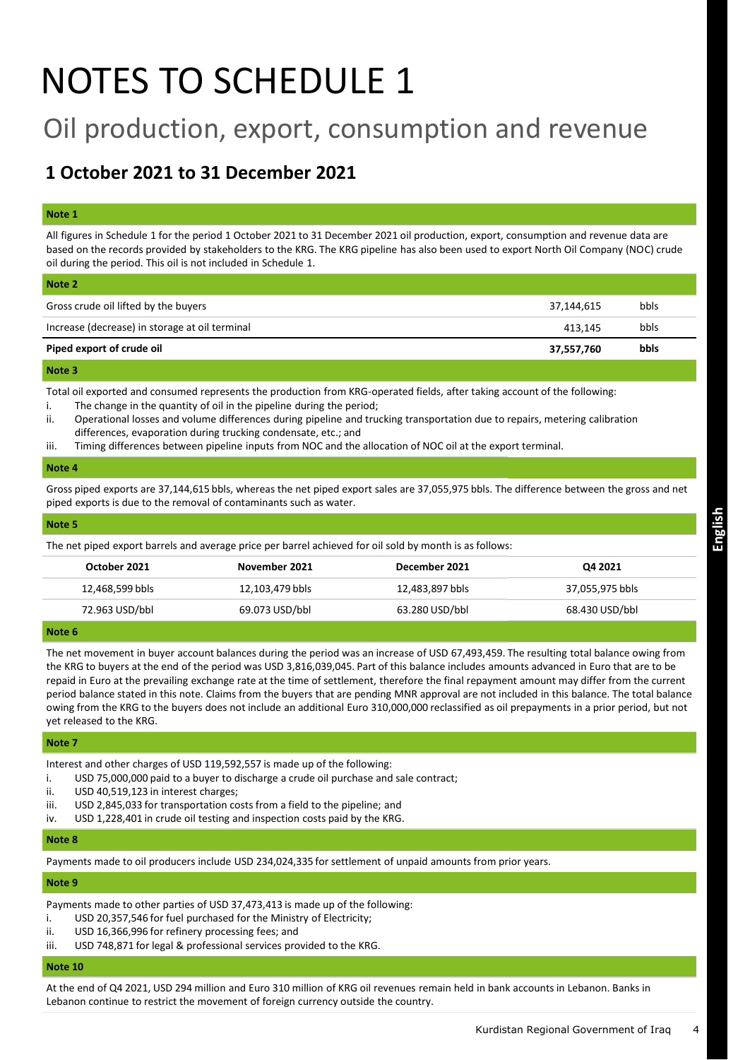# NOTES TO SCHEDULE 1

## Oil production, export, consumption and revenue

### 1 October 2021 to 31 December 2021

**Note 1**

All figures in Schedule 1 for the period 1 October 2021 to 31 December 2021 oil production, export, consumption and revenue data are based on the records provided by stakeholders to the KRG. The KRG pipeline has also been used to export North Oil Company (NOC) crude oil during the period. This oil is not included in Schedule 1.

**Note 2**

| | | |
|---|---|---|
| Gross crude oil lifted by the buyers | 37,144,615 | bbls |
| Increase (decrease) in storage at oil terminal | 413,145 | bbls |
| **Piped export of crude oil** | **37,557,760** | **bbls** |

**Note 3**

Total oil exported and consumed represents the production from KRG-operated fields, after taking account of the following:

i. The change in the quantity of oil in the pipeline during the period;
ii. Operational losses and volume differences during pipeline and trucking transportation due to repairs, metering calibration differences, evaporation during trucking condensate, etc.; and
iii. Timing differences between pipeline inputs from NOC and the allocation of NOC oil at the export terminal.

**Note 4**

Gross piped exports are 37,144,615 bbls, whereas the net piped export sales are 37,055,975 bbls. The difference between the gross and net piped exports is due to the removal of contaminants such as water.

**Note 5**

The net piped export barrels and average price per barrel achieved for oil sold by month is as follows:

| October 2021 | November 2021 | December 2021 | Q4 2021 |
|---|---|---|---|
| 12,468,599 bbls | 12,103,479 bbls | 12,483,897 bbls | 37,055,975 bbls |
| 72.963 USD/bbl | 69.073 USD/bbl | 63.280 USD/bbl | 68.430 USD/bbl |

**Note 6**

The net movement in buyer account balances during the period was an increase of USD 67,493,459. The resulting total balance owing from the KRG to buyers at the end of the period was USD 3,816,039,045. Part of this balance includes amounts advanced in Euro that are to be repaid in Euro at the prevailing exchange rate at the time of settlement, therefore the final repayment amount may differ from the current period balance stated in this note. Claims from the buyers that are pending MNR approval are not included in this balance. The total balance owing from the KRG to the buyers does not include an additional Euro 310,000,000 reclassified as oil prepayments in a prior period, but not yet released to the KRG.

**Note 7**

Interest and other charges of USD 119,592,557 is made up of the following:

i. USD 75,000,000 paid to a buyer to discharge a crude oil purchase and sale contract;
ii. USD 40,519,123 in interest charges;
iii. USD 2,845,033 for transportation costs from a field to the pipeline; and
iv. USD 1,228,401 in crude oil testing and inspection costs paid by the KRG.

**Note 8**

Payments made to oil producers include USD 234,024,335 for settlement of unpaid amounts from prior years.

**Note 9**

Payments made to other parties of USD 37,473,413 is made up of the following:

i. USD 20,357,546 for fuel purchased for the Ministry of Electricity;
ii. USD 16,366,996 for refinery processing fees; and
iii. USD 748,871 for legal & professional services provided to the KRG.

**Note 10**

At the end of Q4 2021, USD 294 million and Euro 310 million of KRG oil revenues remain held in bank accounts in Lebanon. Banks in Lebanon continue to restrict the movement of foreign currency outside the country.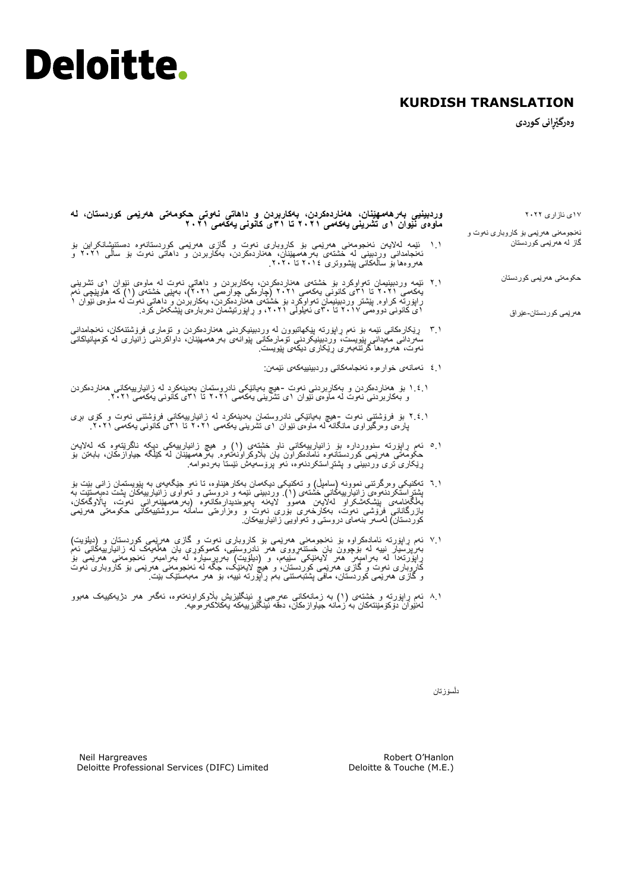**Deloitte.**

**KURDISH TRANSLATION**

**وەرگێرانی کوردی**

١٧ی ئازاری ٢٠٢٢

ئەنجومەنی هەرێمی بۆ کاروباری نەوت و گاز لە هەرێمی کوردستان

حکومەتی هەرێمی کوردستان

هەرێمی کوردستان-عێراق

**وردبینیی بەرهەمهێنان، هەناردەکردن، بەکاربردن و داهاتی نەوتی حکومەتی هەرێمی کوردستان، لە ماوەی نێوان ١ی تشرینی یەکەمی ٢٠٢١ تا ٣١ی کانونی یەکەمی ٢٠٢١**

١.١ ئێمە لەلایەن ئەنجومەنی هەرێمی بۆ کاروباری نەوت و گازی هەرێمی کوردستانەوە دستنیشانکراین بۆ ئەنجامدانی وردبینی لە خشتەی بەرهەمهێنان، هەناردەکردن، بەکاربردن و داهاتی نەوت بۆ ساڵی ٢٠٢١ و هەروەها بۆ ساڵەکانی پێشووتری ٢٠١٤ تا ٢٠٢٠.

٢.١ ئێمە وردبینیمان تەواوکرد بۆ خشتەی هەناردەکردن، بەکاربردن و داهاتی نەوت لە ماوەی نێوان ١ی تشرینی یەکەمی ٢٠٢١ تا ٣١ی کانونی یەکەمی ٢٠٢١ (چارەکی چوارەمی ٢٠٢١)، بەپێی خشتەی (١) کە هاوپێچی ئەم راپۆرتە کراوە. پێشتر وردبینیمان تەواوکرد بۆ خشتەی هەناردەکردن، بەکاربردن و داهاتی نەوت لە ماوەی نێوان ١ ی کانونی دووەمی ٢٠١٧ تا ٣٠ی ئەیلولی ٢٠٢١، و راپۆرتیشمان دەربارەی پێشکەش کرد.

٣.١ رێکارەکانی ئێمە بۆ ئەم راپۆرتە پێکهاتبوون لە وردبینیکردنی هەناردەکردن و ئۆماری فرۆشتنەکان، ئەنجامدانی سەردانی مەیدانی پێویست، وردبینیکردنی ئۆمارەکانی پێوانەی بەرهەمهێنان، داواکردنی زانیاری لە کۆمپانیاکانی نەوت، هەروەها گرتنەبەری رێکاری دیکەی پێویست.

٤.١ ئەمانەی خوارەوە ئەنجامەکانی وردبینییەکەی ئێمەن:

١.٤.١ بۆ هەناردەکردن و بەکاربردنی نەوت -هیچ بەیانێکی نادروستمان بەدینەکرد لە زانیارییەکانی هەناردەکردن و بەکاربردنی نەوت لە ماوەی نێوان ١ی تشرینی یەکەمی ٢٠٢١ تا ٣١ی کانونی یەکەمی ٢٠٢١.

٢.٤.١ بۆ فرۆشتنی نەوت -هیچ بەیانێکی نادروستمان بەدینەکرد لە زانیارییەکانی فرۆشتنی نەوت و کۆی برِی پارەی وەرگیراوی مانگانە لە ماوەی نێوان ١ی تشرینی یەکەمی ٢٠٢١ تا ٣١ی کانونی یەکەمی ٢٠٢١.

٥.١ ئەم راپۆرتە سنووردارە بۆ زانیارییەکانی ناو خشتەی (١) و هیچ زانیارییەکی دیکە ناگرێتەوە کە لەلایەن حکومەتی هەرێمی کوردستانەوە ئامادەکراون یان بڵاوکراونەتەوە. بەرهەمهێنان لە کێڵگە جیاوازەکان، بابەتێ بۆ رێکاری تری وردبینی و پشتراستکردنەوە، ئەو پرۆسەیەش ئێستا بەردەوامە.

٦.١ تەکنیکی وەرگرتنی نموونە (سامپڵ) و تەکنیکی دیکەمان بەکارهێناوە، تا ئەو جێگەیەی بە پێویستمان زانی بێت بۆ پشتراستکردنەوەی زانیارییەکانی خشتەی (١). وردبینی ئێمە و دروستی و تەواوی زانیارییەکان پشت دەبەستێت بە بەڵگەنامەی پێشکەشکراو لەلایەن هەموو لایەنە پەیوەندیدارەکانەوە (بەرهەمهێنەرانی نەوت، پاڵاوگەکان، بازرگانانی فرۆشی نەوت، بەکارخەری بۆری نەوت و وەزارەتی سامانە سروشتییەکانی حکومەتی هەرێمی کوردستان) لەسەر بنەمای دروستی و تەواویی زانیارییەکان.

٧.١ ئەم راپۆرتە ئامادەکراوە بۆ ئەنجومەنی هەرێمی بۆ کاروباری نەوت و گازی هەرێمی کوردستان و (دیلۆیت) بەرپرسیار نییە لە بۆچوون یان خستنەرووی هەر نادروستییەک، کەموکوڕی یان هەڵەیەک لە زانیارییەکانی ئەم راپۆرتەدا لە بەرامبەر هەر لایەنێکی سێیەم، و (دیلۆیت) بەرپرسیارە لە بەرامبەر ئەنجومەنی هەرێمی بۆ کاروباری نەوت و گازی هەرێمی کوردستان، و هیچ لایەنێک، جگە لە ئەنجومەنی هەرێمی بۆ کاروباری نەوت و گازی هەرێمی کوردستان، مافی پشتبەستنی بەم راپۆرتە نییە، بۆ هەر مەبەستێک بێت.

٨.١ ئەم راپۆرتە و خشتەی (١) بە زمانەکانی عەرەبی و ئینگلیزیش بڵاوکراونەتەوە، ئەگەر هەر دژیەکییەک هەبوو لەنێوان دۆکۆمێنتەکان بە زمانە جیاوازەکان، دەقە ئینگلیزییەکە یەکلاکەرەوەیە.

دڵسۆزتان

Neil Hargreaves
Deloitte Professional Services (DIFC) Limited

Robert O'Hanlon
Deloitte & Touche (M.E.)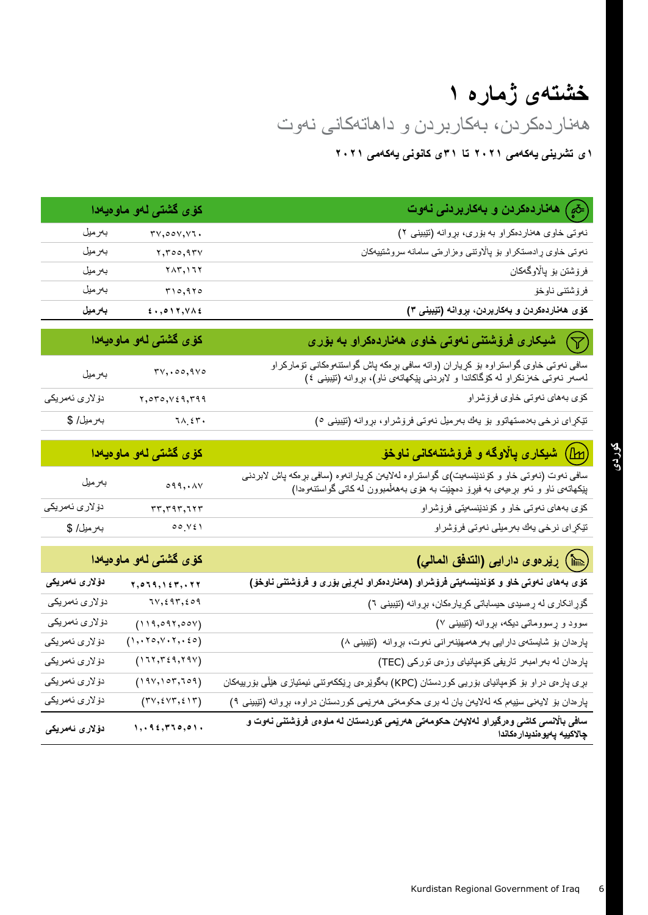# خشتەی ژمارە ١

## هەناردەکردن، بەکاربردن و داهاتەکانی نەوت

**١ی تشرینی یەکەمی ٢٠٢١ تا ٣١ی کانونی یەکەمی ٢٠٢١**

| هەناردەکردن و بەکاربردنی نەوت | کۆی گشتی لەو ماوەیەدا | |
|---|---|---|
| نەوتی خاوی هەناردەکراو بە بۆری، بڕوانە (تێبینی ٢) | ٣٧,٥٥٧,٧٦٠ | بەرمیل |
| نەوتی خاوی ڕادەستکراو بۆ پاڵاوتنی وەزارەتی سامانە سروشتییەکان | ٢,٣٥٥,٩٣٧ | بەرمیل |
| فرۆشتن بۆ پاڵاوگەکان | ٢٨٣,١٦٢ | بەرمیل |
| فرۆشتنی ناوخۆ | ٣١٥,٩٢٥ | بەرمیل |
| **کۆی هەناردەکردن و بەکاربردن، بڕوانە (تێبینی ٣)** | **٤٠,٥١٢,٧٨٤** | **بەرمیل** |

| شیکاری فرۆشتنی نەوتی خاوی هەناردەکراو بە بۆری | کۆی گشتی لەو ماوەیەدا | |
|---|---|---|
| سافی نەوتی خاوی گواستراوە بۆ کڕیاران (واتە سافی بڕەکە پاش گواستنەوەکانی تۆمارکراو لەسەر نەوتی خەزنکراو لە کۆگاکاندا و لابردنی پێکهاتەی ناو)، بڕوانە (تێبینی ٤) | ٣٧,٠٥٥,٩٧٥ | بەرمیل |
| کۆی بەهای نەوتی خاوی فرۆشراو | ٢,٥٣٥,٧٤٩,٣٩٩ | دۆلاری ئەمریکی |
| تێکڕای نرخی بەدەستهاتوو بۆ یەك بەرمیل نەوتی فرۆشراو، بڕوانە (تێبینی ٥) | ٦٨.٤٣٠ | بەرمیل/ $ |

| شیکاری پاڵاوگە و فرۆشتنەکانی ناوخۆ | کۆی گشتی لەو ماوەیەدا | |
|---|---|---|
| سافی نەوت (نەوتی خاو و کۆندێنسەیت)ی گواستراوە لەلایەن کڕیارانەوە (سافی بڕەکە پاش لابردنی پێکهاتەی ناو و ئەو بڕەیەی بە فیڕۆ دەچێت بە هۆی بەهەڵمبوون لە کاتی گواستنەوەدا) | ٥٩٩,٠٨٧ | بەرمیل |
| کۆی بەهای نەوتی خاو و کۆندێنسەیتی فرۆشراو | ٣٣,٣٩٣,٦٢٣ | دۆلاری ئەمریکی |
| تێکڕای نرخی یەك بەرمیلی نەوتی فرۆشراو | ٥٥.٧٤١ | بەرمیل/ $ |

| ڕێرەوی دارایی (التدفق المالي) | کۆی گشتی لەو ماوەیەدا | |
|---|---|---|
| **کۆی بەهای نەوتی خاو و کۆندێنسەیتی فرۆشراو (هەناردەکراو لەڕێی بۆری و فرۆشتنی ناوخۆ)** | **٢,٥٦٩,١٤٣,٠٢٢** | **دۆلاری ئەمریکی** |
| گۆڕانکاری لە ڕەسیدی حیساباتی کڕیارەکان، بڕوانە (تێبینی ٦) | ٦٧,٤٩٣,٤٥٩ | دۆلاری ئەمریکی |
| سوود و ڕسووماتی دیکە، بڕوانە (تێبینی ٧) | (١١٩,٥٩٢,٥٥٧) | دۆلاری ئەمریکی |
| پارەدان بۆ شایستەی دارایی بەرهەمهێنەرانی نەوت، بڕوانە (تێبینی ٨) | (١,٠٢٥,٧٠٢,٠٤٥) | دۆلاری ئەمریکی |
| پارەدان لە بەرامبەر تاریفی کۆمپانیای وزەی تورکی (TEC) | (١٦٢,٣٤٩,٢٩٧) | دۆلاری ئەمریکی |
| بڕی پارەی دراو بۆ کۆمپانیای بۆریی کوردستان (KPC) بەگوێرەی ڕێککەوتنی ئیمتیازی هێڵی بۆرییەکان | (١٩٧,١٥٣,٦٥٩) | دۆلاری ئەمریکی |
| پارەدان بۆ لایەنی سێیەم کە لەلایەن یان لە بڕی حکومەتی هەرێمی کوردستان دراوە، بڕوانە (تێبینی ٩) | (٣٧,٤٧٣,٤١٣) | دۆلاری ئەمریکی |
| **سافی باڵانسی کاشی وەرگیراو لەلایەن حکومەتی هەرێمی کوردستان لە ماوەی فرۆشتنی نەوت و چالاکییە پەیوەندیدارەکاندا** | **١,٠٩٤,٣٦٥,٥١٠** | **دۆلاری ئەمریکی** |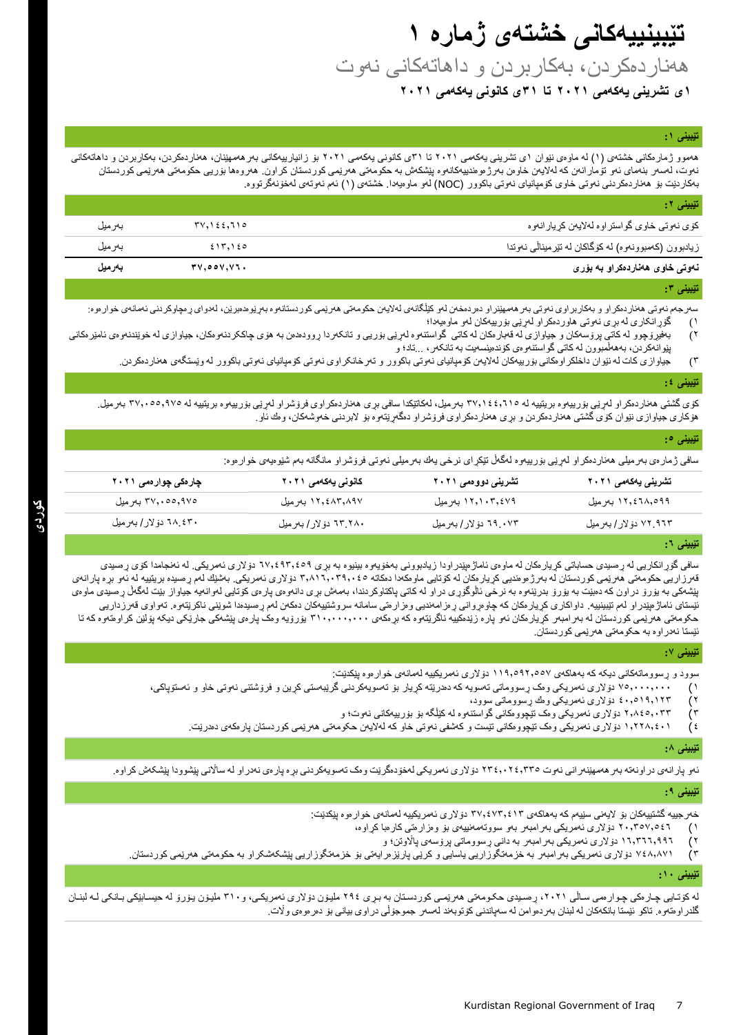# تێبینییەکانی خشتەی ژمارە ١

## هەناردەکردن، بەکاربردن و داهاتەکانی نەوت

**١ی تشرینی یەکەمی ٢٠٢١ تا ٣١ی کانونی یەکەمی ٢٠٢١**

### تێبینی ١:

هەموو ژمارەکانی خشتەی (١) لە ماوەی نێوان ١ی تشرینی یەکەمی ٢٠٢١ تا ٣١ی کانونی یەکەمی ٢٠٢١ بۆ زانیارییەکانی بەرهەمهێنان، هەناردەکردن، بەکاربردن و داهاتەکانی نەوت، لەسەر بنەمای ئەو ئەمارانەن کە لەلایەن خاوەن بەرژەوەندییەکانەوە پێشکەش بە حکومەتی هەرێمی کوردستان کراون. هەروەها بۆریی حکومەتی هەرێمی کوردستان بەکاردێت بۆ هەناردەکردنی نەوتی خاوی کۆمپانیای نەوتی باکوور (NOC) لەو ماوەیەدا. خشتەی (١) ئەم نەوتەی لەخۆنەگرتووە.

### تێبینی ٢:

| | | |
|---|---|---|
| کۆی نەوتی خاوی گواستراوە لەلایەن کڕیارانەوە | ٣٧,١٤٤,٦١٥ | بەرمیل |
| زیادبوون (کەمبوونەوە) لە کۆگاکان لە تێرمیناڵی نەوتدا | ٤١٣,١٤٥ | بەرمیل |
| **نەوتی خاوی هەناردەکراو بە بۆری** | **٣٧,٥٥٧,٧٦٠** | **بەرمیل** |

### تێبینی ٣:

سەرجەم نەوتی هەناردەکراو و بەکاربراوی نەوتی بەرهەمهێنراو دەردەخەن لەو کێڵگانەی لەلایەن حکومەتی هەرێمی کوردستانەوە بەڕێوەدەبرێن، لەدوای ڕەچاوکردنی ئەمانەی خوارەوە:

١) گۆڕانکاری لە بڕی نەوتی هاوردەکراو لەڕێی بۆرییەکان لەو ماوەیەدا؛
٢) بەفیڕۆچوو لە کاتی پرۆسەکان و جیاوازی لە قەبارەکان لە کاتی گواستنەوە لەڕێی بۆریی و تانکەردا ڕوودەدەن بە هۆی چاککردنەوەکان، جیاوازی لە خوێندنەوەی ئامێرەکانی پێوانەکردن، بەهەڵمبوون لە کاتی گواستنەوەی کۆندێنسەیت بە تانکەر، ...تاد؛ و
٣) جیاوازی کات لە نێوان داخڵکراوەکانی بۆرییەکان لەلایەن کۆمپانیای نەوتی باکوور و تەرخانکراوی نەوتی کۆمپانیای نەوتی باکوور لە وێستگەی هەناردەکردن.

### تێبینی ٤:

کۆی گشتی هەناردەکراو لەڕێی بۆرییەوە بریتییە لە ٣٧,١٤٤,٦١٥ بەرمیل، لەکاتێکدا سافی بڕی هەناردەکراوی فرۆشراو لەڕێی بۆرییەوە بریتییە لە ٣٧,٠٥٥,٩٧٥ بەرمیل. هۆکاری جیاوازی نێوان کۆی گشتی هەناردەکردن و بڕی هەناردەکراوی فرۆشراو دەگەڕێتەوە بۆ لابردنی خەوشەکان، وەك ئاو.

### تێبینی ٥:

سافی ژمارەی بەرمیلی هەناردەکراو لەڕێی بۆرییەوە لەگەڵ تێکرای نرخی یەك بەرمیلی نەوتی فرۆشراو مانگانە بەم شێوەیەی خوارەوە:

| چارەکی چوارەمی ٢٠٢١ | کانونی یەکەمی ٢٠٢١ | تشرینی دووەمی ٢٠٢١ | تشرینی یەکەمی ٢٠٢١ |
|---|---|---|---|
| ٣٧,٠٥٥,٩٧٥ بەرمیل | ١٢,٤٨٣,٨٩٧ بەرمیل | ١٢,١٠٣,٤٧٩ بەرمیل | ١٢,٤٦٨,٥٩٩ بەرمیل |
| ٦٨.٤٣٠ دۆلار/ بەرمیل | ٦٣.٢٨٠ دۆلار/ بەرمیل | ٦٩.٠٧٣ دۆلار/ بەرمیل | ٧٢.٩٦٣ دۆلار/ بەرمیل |

### تێبینی ٦:

سافی گۆڕانکاریی لە ڕەسیدی حساباتی کڕیارەکان لە ماوەی ئاماژەپێدراودا زیادبوونی بەخۆیەوە بینیوە بە بڕی ٦٧,٤٩٣,٤٥٩ دۆلاری ئەمریکی. لە ئەنجامدا کۆی ڕەسیدی قەرزاریی حکومەتی هەرێمی کوردستان لە بەرژەوەندیی کڕیارەکان لە کۆتایی ماوەکەدا دەکاتە ٣,٨١٦,٠٣٩,٠٤٥ دۆلاری ئەمریکی. بەشێك لەم ڕەسیدە بریتییە لە ئەو بڕە پارانەی پێشەکی بە یۆرۆ دراون کە دەبێت بە یۆرۆ بدرێنەوە بە نرخی ئاڵوگۆڕی دراو لە کاتی پاکتاوکردندا، بەمەش بڕی دانەوەی پارەی کۆتایی لەوانەیە جیاواز بێت لەگەڵ ڕەسیدی ماوەی ئێستای ئاماژەپێدراو لەم تێبینییە. داواکاری کڕیارەکان کە چاوەڕوانی ڕەزامەندیی وەزارەتی سامانە سروشتییەکان دەکەن لەم ڕەسیدەدا شوێنی ناکرێتەوە. تەواوی قەرزداریی حکومەتی هەرێمی کوردستان لە بەرامبەر کڕیارەکان ئەو پارە زێدەکییە ناگرێتەوە کە بڕەکەی ٣١٠,٠٠٠,٠٠٠ یۆرۆیە وەك پارەی پێشەکی جارێکی دیکە پۆلێن کراوەتەوە کە تا ئێستا نەدراوە بە حکومەتی هەرێمی کوردستان.

### تێبینی ٧:

سوود و ڕسووماتەکانی دیکە کە بەهاکەی ١١٩,٥٩٢,٥٥٧ دۆلاری ئەمریکییە لەمانەی خوارەوە پێکدێت:

١) ٧٥,٠٠٠,٠٠٠ دۆلاری ئەمریکی وەك ڕسووماتی تەسویە کە دەدرێتە کڕیار بۆ تەسویەکردنی گرێبەستی کڕین و فرۆشتنی نەوتی خاو و ئەستۆپاکی،
٢) ٤٠,٥١٩,١٢٣ دۆلاری ئەمریکی وەك ڕسووماتی سوود،
٣) ٢,٨٤٥,٠٣٣ دۆلاری ئەمریکی وەك تێچووەکانی گواستنەوە لە کێڵگە بۆ بۆرییەکانی نەوت؛ و
٤) ١,٢٢٨,٤٠١ دۆلاری ئەمریکی وەك تێچووەکانی تێست و کەشفی نەوتی خاو کە لەلایەن حکومەتی هەرێمی کوردستان پارەکەی دەدرێت.

### تێبینی ٨:

ئەو پارانەی دراونەتە بەرهەمهێنەرانی نەوت ٢٣٤,٠٢٤,٣٣٥ دۆلاری ئەمریکی لەخۆدەگرێت وەك تەسویەکردنی بڕە پارەی نەدراو لە ساڵانی پێشوودا پێشکەش کراوە.

### تێبینی ٩:

خەرجییە گشتییەکان بۆ لایەنی سێیەم کە بەهاکەی ٣٧,٤٧٣,٤١٣ دۆلاری ئەمریکییە لەمانەی خوارەوە پێکدێت:

١) ٢٠,٣٥٧,٥٤٦ دۆلاری ئەمریکی بەرامبەر بەو سووتەمەنییەی بۆ وەزارەتی کارەبا کڕاوە،
٢) ١٦,٣٦٦,٩٩٦ دۆلاری ئەمریکی بەرامبەر بە دانی ڕسووماتی پرۆسەی پاڵاوتن؛ و
٣) ٧٤٨,٨٧١ دۆلاری ئەمریکی بەرامبەر بە خزمەتگوزاریی یاسایی و کرێی پارێزەرایەتی بۆ خزمەتگوزاریی پێشکەشکراو بە حکومەتی هەرێمی کوردستان.

### تێبینی ١٠:

لە کۆتایی چارەکی چوارەمی ساڵی ٢٠٢١، ڕەسیدی حکومەتی هەرێمی کوردستان بە بڕی ٢٩٤ ملیۆن دۆلاری ئەمریکی، و ٣١٠ ملیۆن یۆرۆ لە حیسابێکی بانکی لە لبنان گلدراوەتەوە. تاکو ئێستا بانکەکان لە لبنان بەردەوامن لە سەپاندنی کۆتوبەند لەسەر جموجۆڵی دراوی بیانی بۆ دەرەوەی وڵات.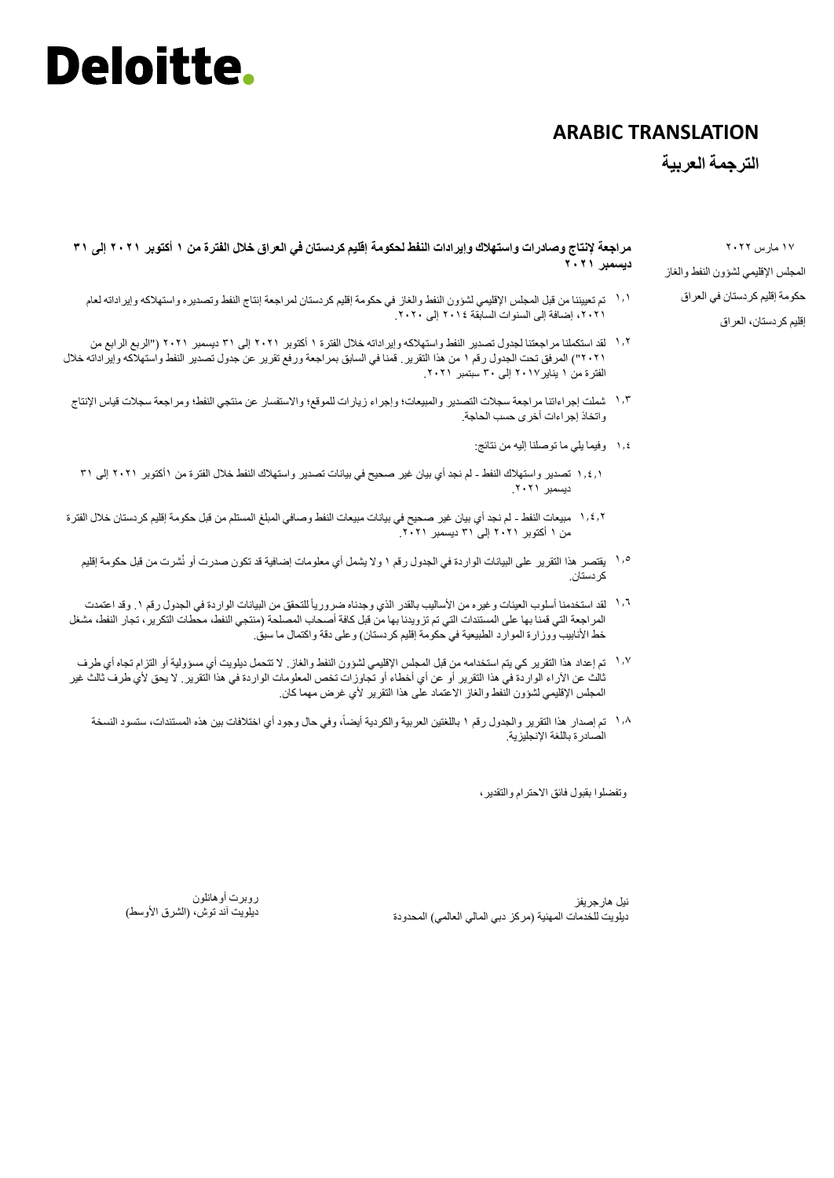# Deloitte.

**ARABIC TRANSLATION**

**الترجمة العربية**

١٧ مارس ٢٠٢٢

المجلس الإقليمي لشؤون النفط والغاز

حكومة إقليم كردستان في العراق

إقليم كردستان، العراق

**مراجعة لإنتاج وصادرات واستهلاك وإيرادات النفط لحكومة إقليم كردستان في العراق خلال الفترة من ١ أكتوبر ٢٠٢١ إلى ٣١ ديسمبر ٢٠٢١**

١,١ تم تعييننا من قبل المجلس الإقليمي لشؤون النفط والغاز في حكومة إقليم كردستان لمراجعة إنتاج النفط وتصديره واستهلاكه وإيراداته لعام ٢٠٢١، إضافة إلى السنوات السابقة ٢٠١٤ إلى ٢٠٢٠.

١,٢ لقد استكملنا مراجعتنا لجدول تصدير النفط واستهلاكه وإيراداته خلال الفترة ١ أكتوبر ٢٠٢١ إلى ٣١ ديسمبر ٢٠٢١ ("الربع الرابع من ٢٠٢١") المرفق تحت الجدول رقم ١ من هذا التقرير. قمنا في السابق بمراجعة ورفع تقرير عن جدول تصدير النفط واستهلاكه وإيراداته خلال الفترة من ١ يناير٢٠١٧ إلى ٣٠ سبتمبر ٢٠٢١.

١,٣ شملت إجراءاتنا مراجعة سجلات التصدير والمبيعات؛ وإجراء زيارات للموقع؛ والاستفسار عن منتجي النفط؛ ومراجعة سجلات قياس الإنتاج واتخاذ إجراءات أخرى حسب الحاجة.

١,٤ وفيما يلي ما توصلنا إليه من نتائج:

١,٤,١ تصدير واستهلاك النفط - لم نجد أي بيان غير صحيح في بيانات تصدير واستهلاك النفط خلال الفترة من ١أكتوبر ٢٠٢١ إلى ٣١ ديسمبر ٢٠٢١.

١,٤,٢ مبيعات النفط - لم نجد أي بيان غير صحيح في بيانات مبيعات النفط وصافي المبلغ المستلم من قبل حكومة إقليم كردستان خلال الفترة من ١ أكتوبر ٢٠٢١ إلى ٣١ ديسمبر ٢٠٢١.

١,٥ يقتصر هذا التقرير على البيانات الواردة في الجدول رقم ١ ولا يشمل أي معلومات إضافية قد تكون صدرت أو نُشرت من قبل حكومة إقليم كردستان.

١,٦ لقد استخدمنا أسلوب العينات وغيره من الأساليب بالقدر الذي وجدناه ضرورياً للتحقق من البيانات الواردة في الجدول رقم ١. وقد اعتمدت المراجعة التي قمنا بها على المستندات التي تم تزويدنا بها من قبل كافة أصحاب المصلحة (منتجي النفط، محطات التكرير، تجار النفط، مشغل خط الأنابيب ووزارة الموارد الطبيعية في حكومة إقليم كردستان) وعلى دقة واكتمال ما سبق.

١,٧ تم إعداد هذا التقرير كي يتم استخدامه من قبل المجلس الإقليمي لشؤون النفط والغاز. لا تتحمل ديلويت أي مسؤولية أو التزام تجاه أي طرف ثالث عن الآراء الواردة في هذا التقرير أو عن أي أخطاء أو تجاوزات تخص المعلومات الواردة في هذا التقرير. لا يحق لأي طرف ثالث غير المجلس الإقليمي لشؤون النفط والغاز الاعتماد على هذا التقرير لأي غرض مهما كان.

١,٨ تم إصدار هذا التقرير والجدول رقم ١ باللغتين العربية والكردية أيضاً، وفي حال وجود أي اختلافات بين هذه المستندات، ستسود النسخة الصادرة باللغة الإنجليزية.

وتفضلوا بقبول فائق الاحترام والتقدير،

نيل هارجريفز
ديلويت للخدمات المهنية (مركز دبي المالي العالمي) المحدودة

روبرت أوهانلون
ديلويت آند توش، (الشرق الأوسط)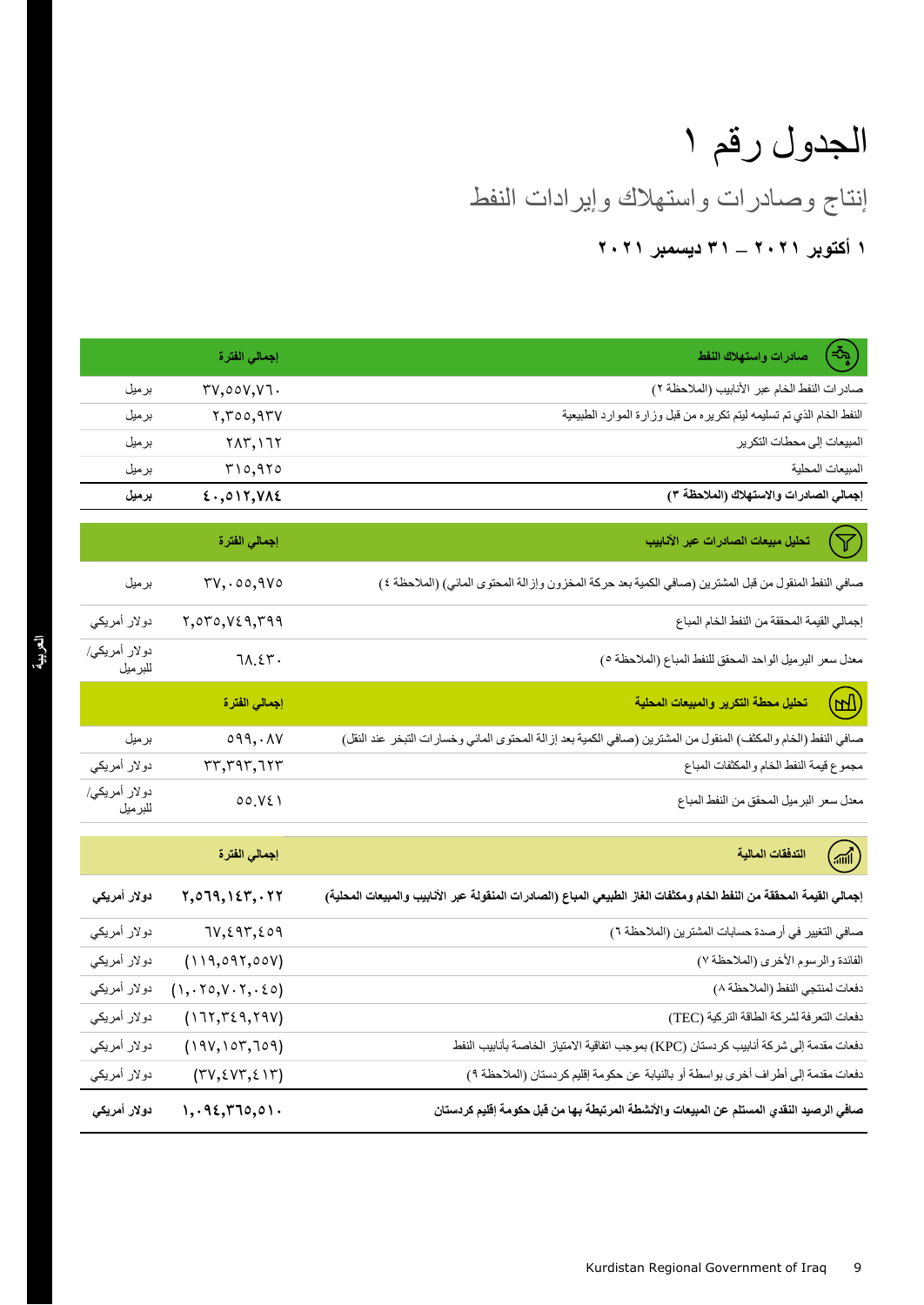# الجدول رقم ١

## إنتاج وصادرات واستهلاك وإيرادات النفط

### ١ أكتوبر ٢٠٢١ – ٣١ ديسمبر ٢٠٢١

| صادرات واستهلاك النفط | إجمالي الفترة | |
|---|---|---|
| صادرات النفط الخام عبر الأنابيب (الملاحظة ٢) | ٣٧,٥٥٧,٧٦٠ | برميل |
| النفط الخام الذي تم تسليمه ليتم تكريره من قبل وزارة الموارد الطبيعية | ٢,٣٥٥,٩٣٧ | برميل |
| المبيعات إلى محطات التكرير | ٢٨٣,١٦٢ | برميل |
| المبيعات المحلية | ٣١٥,٩٢٥ | برميل |
| **إجمالي الصادرات والاستهلاك (الملاحظة ٣)** | **٤٠,٥١٢,٧٨٤** | **برميل** |

| تحليل مبيعات الصادرات عبر الأنابيب | إجمالي الفترة | |
|---|---|---|
| صافي النفط المنقول من قبل المشترين (صافي الكمية بعد حركة المخزون وإزالة المحتوى المائي) (الملاحظة ٤) | ٣٧,٠٥٥,٩٧٥ | برميل |
| إجمالي القيمة المحققة من النفط الخام المباع | ٢,٥٣٥,٧٤٩,٣٩٩ | دولار أمريكي |
| معدل سعر البرميل الواحد المحقق للنفط المباع (الملاحظة ٥) | ٦٨.٤٣٠ | دولار أمريكي/ للبرميل |

| تحليل محطة التكرير والمبيعات المحلية | إجمالي الفترة | |
|---|---|---|
| صافي النفط (الخام والمكثف) المنقول من المشترين (صافي الكمية بعد إزالة المحتوى المائي وخسارات التبخر عند النقل) | ٥٩٩,٠٨٧ | برميل |
| مجموع قيمة النفط الخام والمكثفات المباع | ٣٣,٣٩٣,٦٢٣ | دولار أمريكي |
| معدل سعر البرميل المحقق من النفط المباع | ٥٥.٧٤١ | دولار أمريكي/ للبرميل |

| التدفقات المالية | إجمالي الفترة | |
|---|---|---|
| **إجمالي القيمة المحققة من النفط الخام ومكثفات الغاز الطبيعي المباع (الصادرات المنقولة عبر الأنابيب والمبيعات المحلية)** | **٢,٥٦٩,١٤٣,٠٢٢** | **دولار أمريكي** |
| صافي التغيير في أرصدة حسابات المشترين (الملاحظة ٦) | ٦٧,٤٩٣,٤٥٩ | دولار أمريكي |
| الفائدة والرسوم الأخرى (الملاحظة ٧) | (١١٩,٠٩٢,٥٥٧) | دولار أمريكي |
| دفعات لمنتجي النفط (الملاحظة ٨) | (١,٠٢٥,٧٠٢,٠٤٥) | دولار أمريكي |
| دفعات التعرفة لشركة الطاقة التركية (TEC) | (١٦٢,٣٤٩,٢٩٧) | دولار أمريكي |
| دفعات مقدمة إلى شركة أنابيب كردستان (KPC) بموجب اتفاقية الامتياز الخاصة بأنابيب النفط | (١٩٧,١٥٣,٦٥٩) | دولار أمريكي |
| دفعات مقدمة إلى أطراف أخرى بواسطة أو بالنيابة عن حكومة إقليم كردستان (الملاحظة ٩) | (٣٧,٤٧٣,٤١٣) | دولار أمريكي |
| **صافي الرصيد النقدي المستلم عن المبيعات والأنشطة المرتبطة بها من قبل حكومة إقليم كردستان** | **١,٠٩٤,٣٦٥,٥١٠** | **دولار أمريكي** |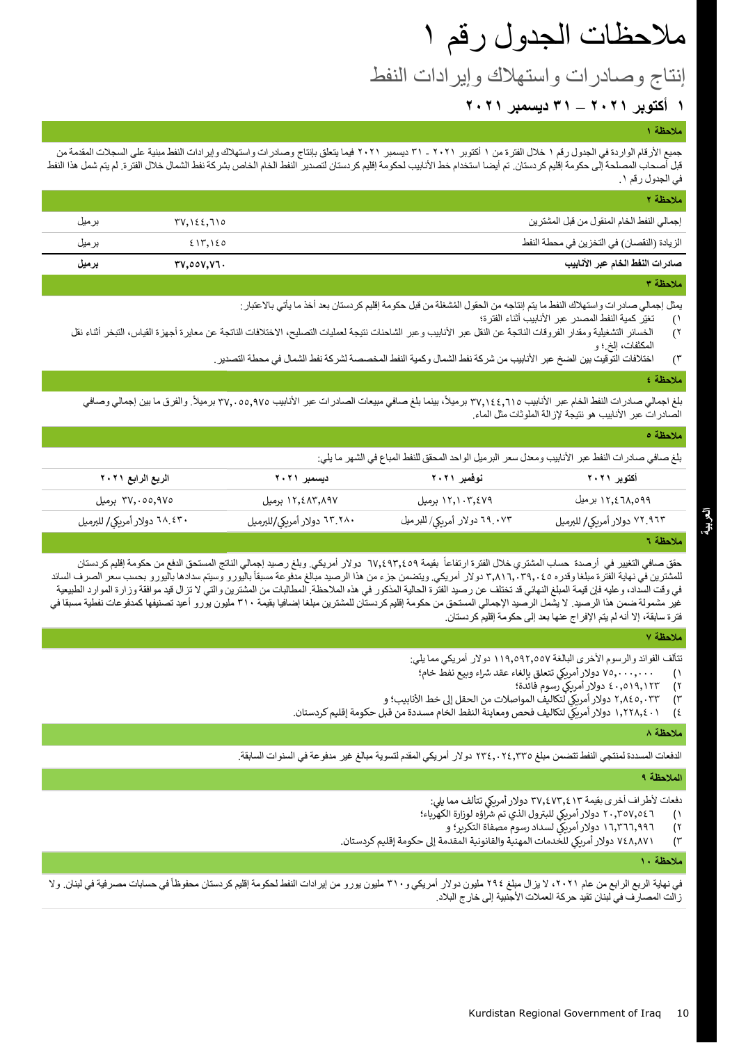# ملاحظات الجدول رقم ١

## إنتاج وصادرات واستهلاك وإيرادات النفط

### ١ أكتوبر ٢٠٢١ – ٣١ ديسمبر ٢٠٢١

**ملاحظة ١**

جميع الأرقام الواردة في الجدول رقم ١ خلال الفترة من ١ أكتوبر ٢٠٢١ - ٣١ ديسمبر ٢٠٢١ فيما يتعلق بإنتاج وصادرات واستهلاك وإيرادات النفط مبنية على السجلات المقدمة من قبل أصحاب المصلحة إلى حكومة إقليم كردستان. تم أيضا استخدام خط الأنابيب لحكومة إقليم كردستان لتصدير النفط الخام الخاص بشركة نفط الشمال خلال الفترة. لم يتم شمل هذا النفط في الجدول رقم ١.

**ملاحظة ٢**

| | | |
|---|---|---|
| إجمالي النفط الخام المنقول من قبل المشترين | ٣٧,١٤٤,٦١٥ | برميل |
| الزيادة (النقصان) في التخزين في محطة النفط | ٤١٣,١٤٥ | برميل |
| **صادرات النفط الخام عبر الأنابيب** | **٣٧,٥٥٧,٧٦٠** | **برميل** |

**ملاحظة ٣**

يمثل إجمالي صادرات واستهلاك النفط ما يتم إنتاجه من الحقول المُشغلة من قبل حكومة إقليم كردستان بعد أخذ ما يأتي بالاعتبار:

١) تغيّر كمية النفط المصدر عبر الأنابيب أثناء الفترة؛

٢) الخسائر التشغيلية ومقدار الفروقات الناتجة عن النقل عبر الأنابيب وعبر الشاحنات نتيجة لعمليات التصليح، الاختلافات الناتجة عن معايرة أجهزة القياس، التبخر أثناء نقل المكثفات، إلخ.؛ و

٣) اختلافات التوقيت بين الضخ عبر الأنابيب من شركة نفط الشمال وكمية النفط المخصصة لشركة نفط الشمال في محطة التصدير.

**ملاحظة ٤**

بلغ اجمالي صادرات النفط الخام عبر الأنابيب ٣٧,١٤٤,٦١٥ برميلاً، بينما بلغ صافي مبيعات الصادرات عبر الأنابيب ٣٧,٠٥٥,٩٧٥ برميلاً. والفرق ما بين إجمالي وصافي الصادرات عبر الأنابيب هو نتيجة لإزالة الملوثات مثل الماء.

**ملاحظة ٥**

بلغ صافي صادرات النفط عبر الأنابيب ومعدل سعر البرميل الواحد المحقق للنفط المباع في الشهر ما يلي:

| أكتوبر ٢٠٢١ | نوفمبر ٢٠٢١ | ديسمبر ٢٠٢١ | الربع الرابع ٢٠٢١ |
|---|---|---|---|
| ١٢,٤٦٨,٥٩٩ برميل | ١٢,١٠٣,٤٧٩ برميل | ١٢,٤٨٣,٨٩٧ برميل | ٣٧,٠٥٥,٩٧٥ برميل |
| ٧٢.٩٦٣ دولار أمريكي/ للبرميل | ٦٩.٠٧٣ دولار أمريكي/ للبرميل | ٦٣.٢٨٠ دولار أمريكي/للبرميل | ٦٨.٤٣٠ دولار أمريكي/ للبرميل |

**ملاحظة ٦**

حقق صافي التغيير في أرصدة حساب المشتري خلال الفترة ارتفاعاً بقيمة ٦٧,٤٩٣,٤٥٩ دولار أمريكي. وبلغ رصيد إجمالي الناتج المستحق الدفع من حكومة إقليم كردستان للمشترين في نهاية الفترة مبلغاً وقدره ٣,٨١٦,٠٣٩,٠٤٥ دولار أمريكي. ويتضمن جزء من هذا الرصيد مبالغ مدفوعة مسبقاً باليورو وسيتم سدادها باليورو بحسب سعر الصرف السائد في وقت السداد، وعليه فإن قيمة المبلغ النهائي قد تختلف عن رصيد الفترة الحالية المذكور في هذه الملاحظة. المطالبات من المشترين والتي لا تزال قيد موافقة وزارة الموارد الطبيعية غير مشمولة ضمن هذا الرصيد. لا يشمل الرصيد الإجمالي المستحق من حكومة إقليم كردستان للمشترين مبلغا إضافيا بقيمة ٣١٠ مليون يورو أعيد تصنيفها كمدفوعات نفطية مسبقا في فترة سابقة، إلا أنه لم يتم الإفراج عنها بعد إلى حكومة إقليم كردستان.

**ملاحظة ٧**

تتألف الفوائد والرسوم الأخرى البالغة ١١٩,٥٩٢,٥٥٧ دولار أمريكي مما يلي:

١) ٧٥,٠٠٠,٠٠٠ دولار أمريكي تتعلق بإلغاء عقد شراء وبيع نفط خام؛

٢) ٤٠,٥١٩,١٢٣ دولار أمريكي رسوم فائدة؛

٣) ٢,٨٤٥,٠٣٣ دولار أمريكي لتكاليف المواصلات من الحقل إلى خط الأنابيب؛ و

٤) ١,٢٢٨,٤٠١ دولار أمريكي لتكاليف فحص ومعاينة النفط الخام مسددة من قبل حكومة إقليم كردستان.

**ملاحظة ٨**

الدفعات المسددة لمنتجي النفط تتضمن مبلغ ٢٣٤,٠٢٤,٣٣٥ دولار أمريكي المقدم لتسوية مبالغ غير مدفوعة في السنوات السابقة.

**الملاحظة ٩**

دفعات لأطراف أخرى بقيمة ٣٧,٤٧٣,٤١٣ دولار أمريكي تتألف مما يلي:

١) ٢٠,٣٥٧,٥٤٦ دولار أمريكي للبترول الذي تم شراؤه لوزارة الكهرباء؛

٢) ١٦,٣٦٦,٩٩٦ دولار أمريكي لسداد رسوم مصفاة التكرير؛ و

٣) ٧٤٨,٨٧١ دولار أمريكي للخدمات المهنية والقانونية المقدمة إلى حكومة إقليم كردستان.

**ملاحظة ١٠**

في نهاية الربع الرابع من عام ٢٠٢١، لا يزال مبلغ ٢٩٤ مليون دولار أمريكي و٣١٠ مليون يورو من إيرادات النفط لحكومة إقليم كردستان محفوظاً في حسابات مصرفية في لبنان. ولا زالت المصارف في لبنان تقيد حركة العملات الأجنبية إلى خارج البلاد.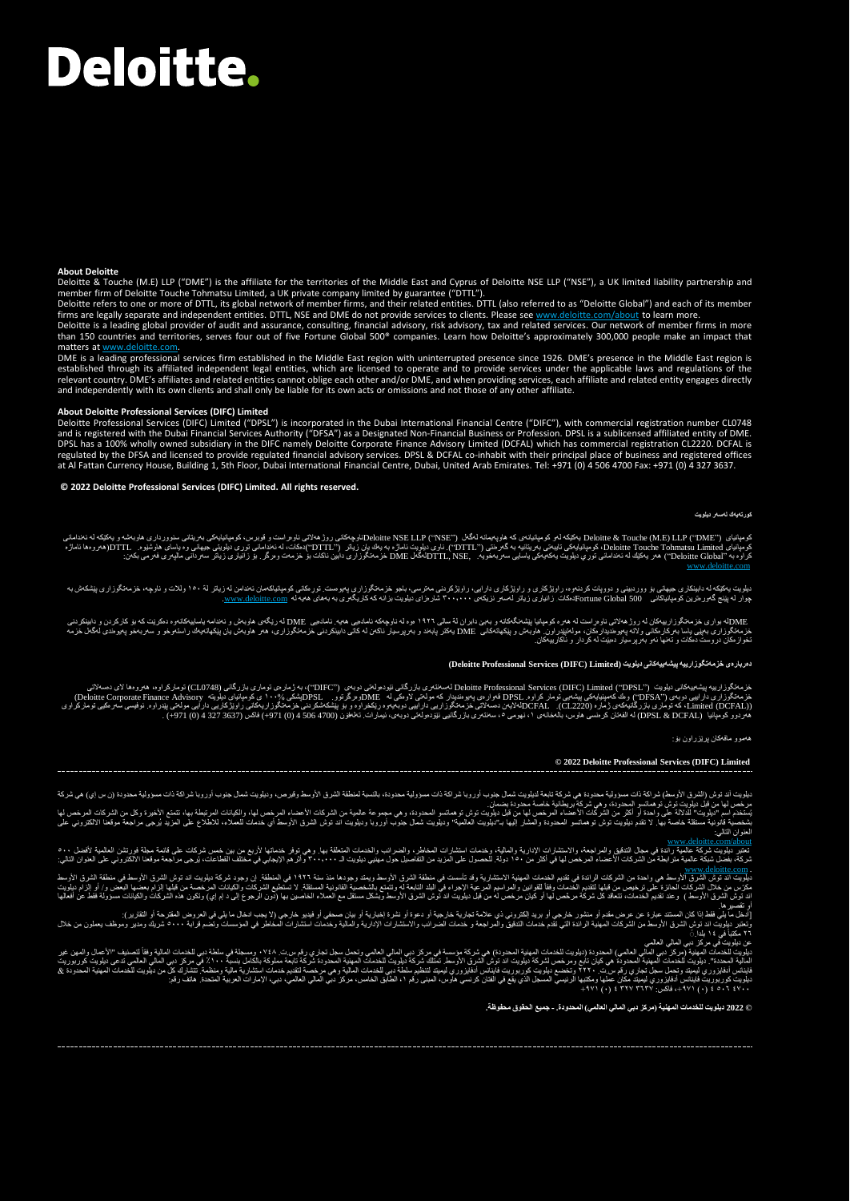# Deloitte.

**About Deloitte**

Deloitte & Touche (M.E) LLP ("DME") is the affiliate for the territories of the Middle East and Cyprus of Deloitte NSE LLP ("NSE"), a UK limited liability partnership and member firm of Deloitte Touche Tohmatsu Limited, a UK private company limited by guarantee ("DTTL").

Deloitte refers to one or more of DTTL, its global network of member firms, and their related entities. DTTL (also referred to as "Deloitte Global") and each of its member firms are legally separate and independent entities. DTTL, NSE and DME do not provide services to clients. Please see www.deloitte.com/about to learn more.

Deloitte is a leading global provider of audit and assurance, consulting, financial advisory, risk advisory, tax and related services. Our network of member firms in more than 150 countries and territories, serves four out of five Fortune Global 500® companies. Learn how Deloitte's approximately 300,000 people make an impact that matters at www.deloitte.com.

DME is a leading professional services firm established in the Middle East region with uninterrupted presence since 1926. DME's presence in the Middle East region is established through its affiliated independent legal entities, which are licensed to operate and to provide services under the applicable laws and regulations of the relevant country. DME's affiliates and related entities cannot oblige each other and/or DME, and when providing services, each affiliate and related entity engages directly and independently with its own clients and shall only be liable for its own acts or omissions and not those of any other affiliate.

**About Deloitte Professional Services (DIFC) Limited**

Deloitte Professional Services (DIFC) Limited ("DPSL") is incorporated in the Dubai International Financial Centre ("DIFC"), with commercial registration number CL0748 and is registered with the Dubai Financial Services Authority ("DFSA") as a Designated Non-Financial Business or Profession. DPSL is a sublicensed affiliated entity of DME. DPSL has a 100% wholly owned subsidiary in the DIFC namely Deloitte Corporate Finance Advisory Limited (DCFAL) which has commercial registration CL2220. DCFAL is regulated by the DFSA and licensed to provide regulated financial advisory services. DPSL & DCFAL co-inhabit with their principal place of business and registered offices at Al Fattan Currency House, Building 1, 5th Floor, Dubai International Financial Centre, Dubai, United Arab Emirates. Tel: +971 (0) 4 506 4700 Fax: +971 (0) 4 327 3637.

**© 2022 Deloitte Professional Services (DIFC) Limited. All rights reserved.**

**کورتەیەک لەسەر دیلۆیت**

کۆمپانیای Deloitte & Touche (M.E) LLP ("DME") بەشێکە لە کۆمپانیای Deloitte NSE LLP ("NSE") بۆ ناوچەکانی رۆژهەڵاتی ناوەڕاست و قوبرس، کۆمپانیایەکی بەریتانی سنووردارە و ئەندامێکە لە کۆمپانیای Deloitte Touche Tohmatsu Limited، کۆمپانیایەکی تایبەتی بەریتانیە ("DTTL"). DTTL، NSE و DME خزمەتگوزاری ناگەیەنن بە کڕیاران. بۆ زانیاری زیاتر سەردانی www.deloitte.com بکەن.

دیلۆیت پێشەنگە لە دابینکردنی خزمەتگوزاریەکانی وردبینی و دڵنیایی، راوێژکاری، راوێژکاری دارایی، راوێژکاری مەترسی، باج و خزمەتگوزاریە پەیوەندیدارەکان. تۆڕی کۆمپانیاکانمان لە زیاتر لە ١٥٠ وڵات و ناوچە، خزمەتگوزاری پێشکەش بە چوار لە پێنج کۆمپانیای Fortune Global 500 دەکات. زانیاری زیاتر لەسەر نزیکەی ٣٠٠،٠٠٠ کارمەندی دیلۆیت بزانە لە www.deloitte.com.

DME پێشەنگە لە خزمەتگوزاریە پیشەییەکان کە لە ساڵی ١٩٢٦ەوە لە ناوچەی رۆژهەڵاتی ناوەڕاست بە بەردەوامی ئامادەیی هەیە.

**دەربارەی خزمەتگوزاریە پیشەییەکانی دیلۆیت (Deloitte Professional Services (DIFC) Limited)**

خزمەتگوزاریە پیشەییەکانی دیلۆیت Deloitte Professional Services (DIFC) Limited ("DPSL")، بە ژمارەی تۆماری بازرگانی (CL0748) تۆمارکراوە. DPSL کۆمپانیایەکی لاوەکی ١٠٠٪ هەیە بە ناوی Deloitte Corporate Finance Advisory Limited (DCFAL) کە ژمارەی بازرگانی (CL2220) هەیە. DPSL & DCFAL لە الفتان کەرنسی هاوس، بیناکانی ١، نهۆمی ٥، سەنتەری بازرگانی نێودەوڵەتی دوبەی، ئیمارات. تەلەفۆن (4700 506 4 (0) 971+) فاکس (3637 327 4 (0) 971+).

هەموو مافەکان پارێزراون بۆ:

**© 2022 Deloitte Professional Services (DIFC) Limited**

ديلويت اند توش (الشرق الأوسط) شراكة ذات مسؤولية محدودة هي شركة تابعة لديلويت شمال جنوب أوروبا شراكة ذات مسؤولية محدودة، بالنسبة لمنطقة الشرق الأوسط وقبرص، وديلويت شمال جنوب أوروبا شراكة ذات مسؤولية محدودة (ن س إي) هي شركة مرخص لها من قبل ديلويت توش توهماتسو المحدودة، وهي شركة بريطانية خاصة محدودة بضمان.

يُستخدم اسم "ديلويت" للدلالة على واحدة أو أكثر من الشركات الأعضاء المرخص لها من قبل ديلويت توش توهماتسو المحدودة، وهي مجموعة عالمية من الشركات الأعضاء المرخص لها، والكيانات المرتبطة بها، تتمتع الأخيرة وكل من الشركات المرخص لها بشخصية قانونية مستقلة خاصة بها. لا تقدم ديلويت توش توهماتسو المحدودة والمشار إليها بـ"ديلويت العالمية" وديلويت شمال جنوب أوروبا وديلويت اند توش الشرق الأوسط أي خدمات للعملاء، للاطلاع على المزيد يُرجى مراجعة موقعنا الالكتروني على العنوان التالي: www.deloitte.com/about

تعتبر ديلويت شركة عالمية رائدة في مجال التدقيق والمراجعة، والاستشارات الإدارية والمالية، وخدمات استشارات المخاطر، والضرائب والخدمات المتعلقة بها. وهي توفر خدماتها لأربع من بين خمس شركات على قائمة مجلة فورتشن العالمية لأفضل ٥٠٠ شركة، بفضل شبكة عالمية مترابطة من الشركات الأعضاء المرخص لها في أكثر من ١٥٠ دولة. للحصول على المزيد من التفاصيل حول مهنيي ديلويت الـ ٣٠٠،٠٠٠ وأثرهم الإيجابي في مختلف القطاعات، يُرجى مراجعة موقعنا الالكتروني على العنوان التالي: www.deloitte.com.

ديلويت اند توش الشرق الأوسط هي واحدة من الشركات الرائدة في تقديم الخدمات المهنية الاستشارية وقد تأسست في منطقة الشرق الأوسط ويمتد وجودها منذ سنة ١٩٢٦ في المنطقة. إن وجود شركة ديلويت اند توش الشرق الأوسط مكرس من خلال الشركات الحائزة على ترخيص من قبلها لتقديم الخدمات وفقاً للقوانين والمراسيم المرعية الإجراء في البلد التابعة له وتتمتع بالشخصية القانونية المستقلة. لا تستطيع الشركات والكيانات المرخصة من قبلها إلزام بعضها البعض و/ أو إلزام ديلويت اند توش الشرق الأوسط، وعند تقديم الخدمات، تتعاقد كل شركة مرخص لها أو كيان مرخص له من قبل ديلويت اند توش الشرق الأوسط وبشكل مستقل مع العملاء الخاصين بها (دون الرجوع إلى د ام إي) وتكون هذه الشركات والكيانات مسؤولة فقط عن أفعالها أو تقصيرها.

[أدخل ما يلي فقط إذا كان المستند عبارة عن عرض مقدم أو منشور خارجي أو بريد الكتروني ذي علامة تجارية خارجية أو دعوة أو نشرة إخبارية أو بيان صحفي أو فيديو خارجي (لا يجب ادخال ما يلي في العروض المقترحة أو التقارير):

وتعتبر ديلويت اند توش الشرق الأوسط من الشركات المهنية الرائدة التي تقدم خدمات التدقيق والمراجعة وخدمات الضرائب والاستشارات الإدارية والمالية وخدمات استشارات المخاطر في المؤسسات وتضم قرابة ٥٠٠٠ شريك ومدير وموظف يعملون من خلال ٢٦ مكتباً في ١٤ بلداً.]

عن ديلويت في مركز دبي المالي العالمي

ديلويت للخدمات المهنية (مركز دبي المالي العالمي) المحدودة (ديلويت للخدمات المهنية المحدودة) هي شركة مؤسسة في مركز دبي المالي العالمي وتحمل سجل تجاري رقم س.ت. ٠٧٤٨ ومسجلة في سلطة دبي للخدمات المالية وفقاً لتصنيف "الأعمال والمهن غير المالية المحددة". ديلويت للخدمات المهنية المحدودة هي كيان تابع ومرخص لشركة ديلويت اند توش الشرق الأوسط. تمتلك شركة ديلويت للخدمات المهنية المحدودة شركة تابعة مملوكة بالكامل بنسبة ١٠٠٪ في مركز دبي المالي العالمي تدعى ديلويت كوربوريت فاينانس أدفايزوري ليميتد وتحمل سجل تجاري رقم س.ت. ٢٢٢٠ وتخضع ديلويت كوربوريت فاينانس أدفايزوري ليميتد لتنظيم سلطة دبي للخدمات المالية وهي مرخصة لتقديم خدمات استشارية مالية ومنظمة. تتشارك كل من ديلويت للخدمات المهنية المحدودة & ديلويت كوربوريت فاينانس أدفايزوري ليميتد مكان عملها ومكتبها الرئيسي المسجل الذي يقع في الفتان كرنسي هاوس، المبنى رقم ١، الطابق الخامس، مركز دبي المالي العالمي، دبي، الإمارات العربية المتحدة. هاتف رقم: ٤٧٠٠ ٥٠٦ ٤ (٠) ٩٧١+، فاكس: ٣٦٣٧ ٣٢٧ ٤ (٠) ٩٧١+

**© 2022 ديلويت للخدمات المهنية (مركز دبي المالي العالمي) المحدودة. - جميع الحقوق محفوظة.**